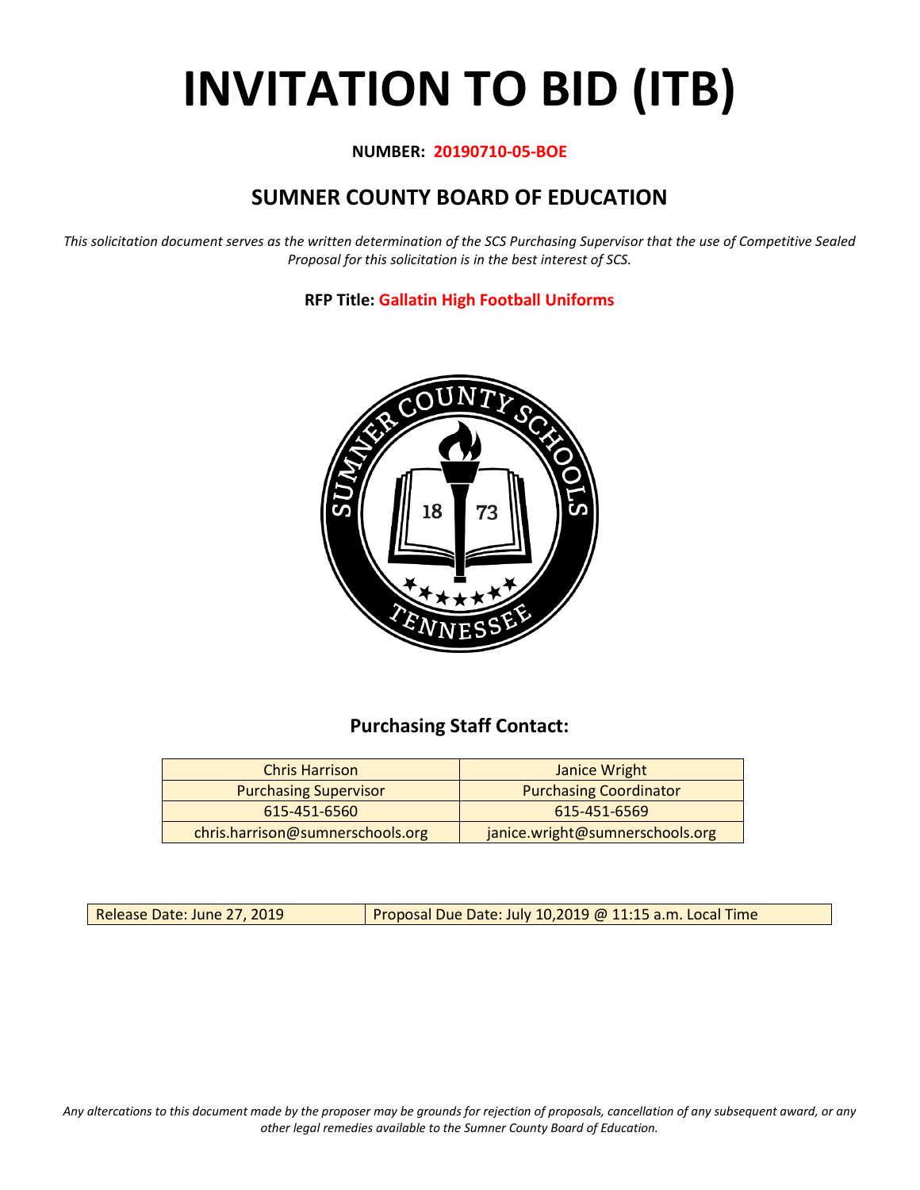# INVITATION TO BID (ITB)

**NUMBER: 20190710-05-BOE**

## SUMNER COUNTY BOARD OF EDUCATION

*This solicitation document serves as the written determination of the SCS Purchasing Supervisor that the use of Competitive Sealed Proposal for this solicitation is in the best interest of SCS.*

**RFP Title: Gallatin High Football Uniforms**

### Purchasing Staff Contact:

| Chris Harrison | Janice Wright |
|---|---|
| Purchasing Supervisor | Purchasing Coordinator |
| 615-451-6560 | 615-451-6569 |
| chris.harrison@sumnerschools.org | janice.wright@sumnerschools.org |

| Release Date: June 27, 2019 | Proposal Due Date: July 10,2019 @ 11:15 a.m. Local Time |
|---|---|

*Any altercations to this document made by the proposer may be grounds for rejection of proposals, cancellation of any subsequent award, or any other legal remedies available to the Sumner County Board of Education.*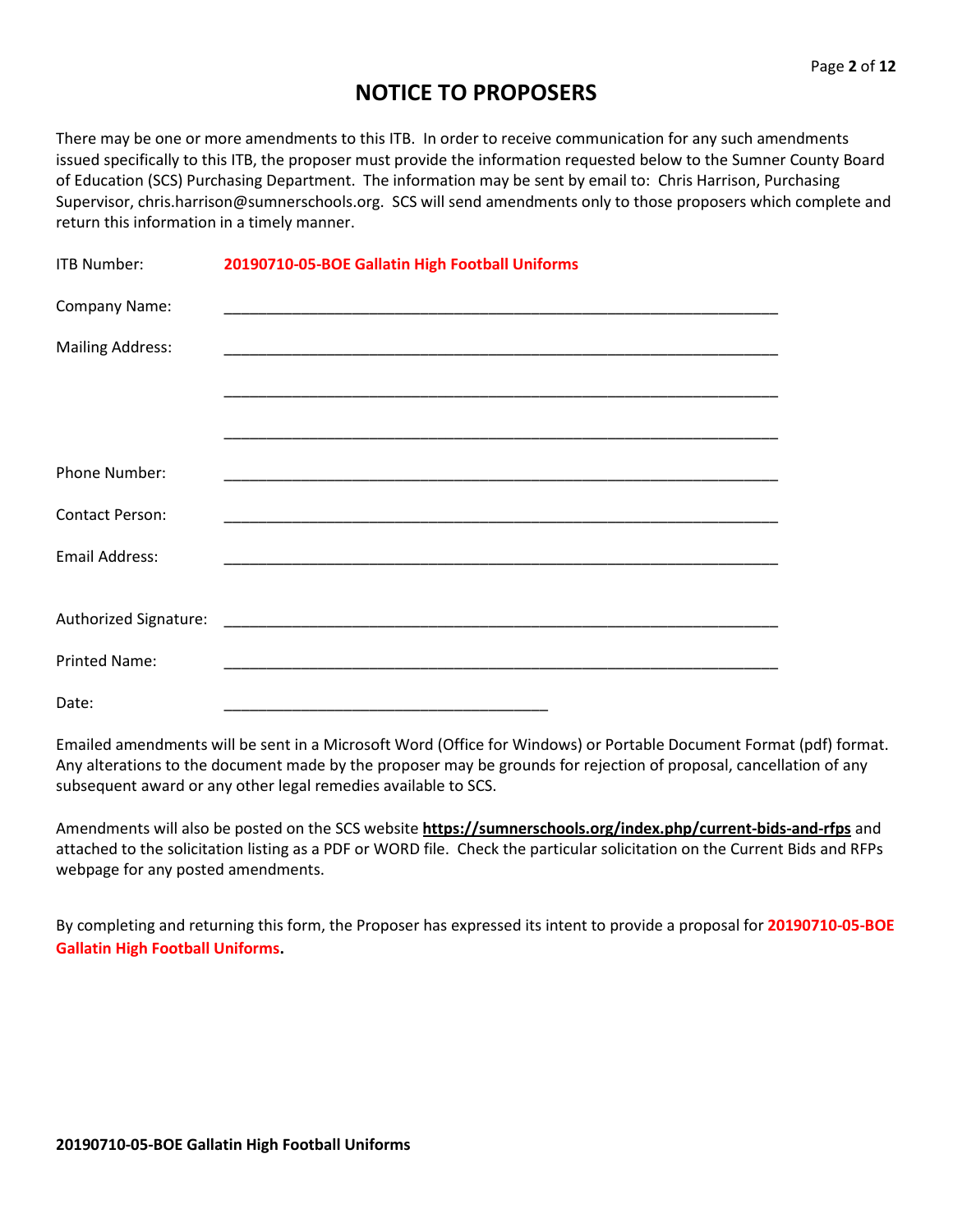# NOTICE TO PROPOSERS

There may be one or more amendments to this ITB. In order to receive communication for any such amendments issued specifically to this ITB, the proposer must provide the information requested below to the Sumner County Board of Education (SCS) Purchasing Department. The information may be sent by email to: Chris Harrison, Purchasing Supervisor, chris.harrison@sumnerschools.org. SCS will send amendments only to those proposers which complete and return this information in a timely manner.

ITB Number: **20190710-05-BOE Gallatin High Football Uniforms**

Company Name: ____________________________________________________________________

Mailing Address: ____________________________________________________________________

____________________________________________________________________

____________________________________________________________________

Phone Number: ____________________________________________________________________

Contact Person: ____________________________________________________________________

Email Address: ____________________________________________________________________

Authorized Signature: ____________________________________________________________________

Printed Name: ____________________________________________________________________

Date: _______________________________________

Emailed amendments will be sent in a Microsoft Word (Office for Windows) or Portable Document Format (pdf) format. Any alterations to the document made by the proposer may be grounds for rejection of proposal, cancellation of any subsequent award or any other legal remedies available to SCS.

Amendments will also be posted on the SCS website **https://sumnerschools.org/index.php/current-bids-and-rfps** and attached to the solicitation listing as a PDF or WORD file. Check the particular solicitation on the Current Bids and RFPs webpage for any posted amendments.

By completing and returning this form, the Proposer has expressed its intent to provide a proposal for **20190710-05-BOE Gallatin High Football Uniforms.**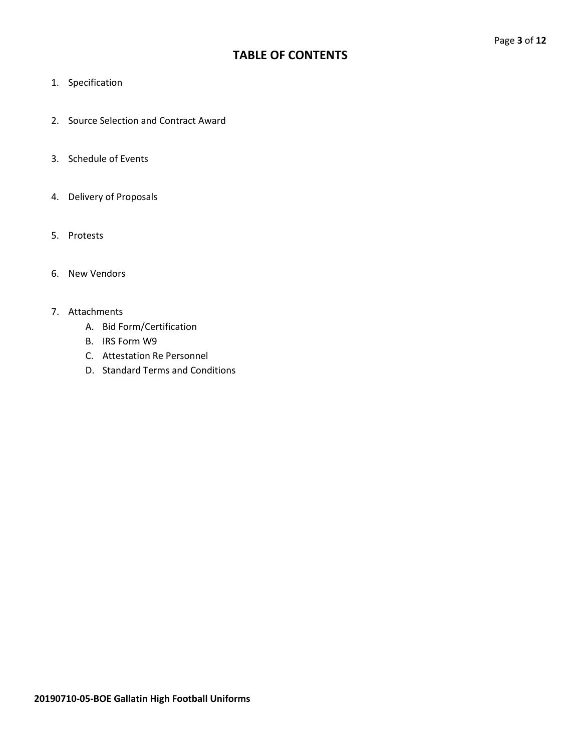# TABLE OF CONTENTS

1. Specification
2. Source Selection and Contract Award
3. Schedule of Events
4. Delivery of Proposals
5. Protests
6. New Vendors
7. Attachments
   A. Bid Form/Certification
   B. IRS Form W9
   C. Attestation Re Personnel
   D. Standard Terms and Conditions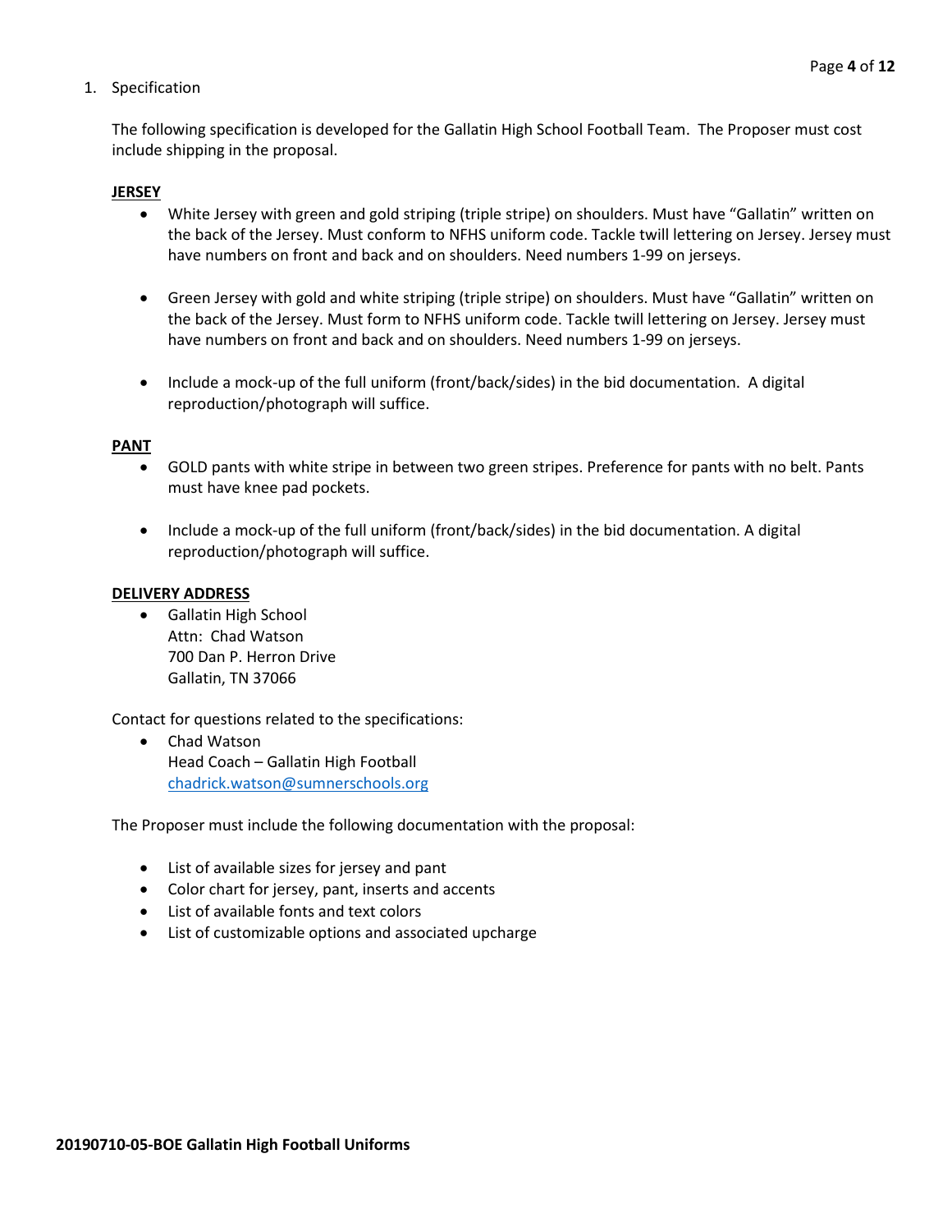1. Specification

The following specification is developed for the Gallatin High School Football Team. The Proposer must cost include shipping in the proposal.

**JERSEY**

- White Jersey with green and gold striping (triple stripe) on shoulders. Must have "Gallatin" written on the back of the Jersey. Must conform to NFHS uniform code. Tackle twill lettering on Jersey. Jersey must have numbers on front and back and on shoulders. Need numbers 1-99 on jerseys.

- Green Jersey with gold and white striping (triple stripe) on shoulders. Must have "Gallatin" written on the back of the Jersey. Must form to NFHS uniform code. Tackle twill lettering on Jersey. Jersey must have numbers on front and back and on shoulders. Need numbers 1-99 on jerseys.

- Include a mock-up of the full uniform (front/back/sides) in the bid documentation. A digital reproduction/photograph will suffice.

**PANT**

- GOLD pants with white stripe in between two green stripes. Preference for pants with no belt. Pants must have knee pad pockets.

- Include a mock-up of the full uniform (front/back/sides) in the bid documentation. A digital reproduction/photograph will suffice.

**DELIVERY ADDRESS**

- Gallatin High School
  Attn: Chad Watson
  700 Dan P. Herron Drive
  Gallatin, TN 37066

Contact for questions related to the specifications:

- Chad Watson
  Head Coach – Gallatin High Football
  chadrick.watson@sumnerschools.org

The Proposer must include the following documentation with the proposal:

- List of available sizes for jersey and pant
- Color chart for jersey, pant, inserts and accents
- List of available fonts and text colors
- List of customizable options and associated upcharge

**20190710-05-BOE Gallatin High Football Uniforms**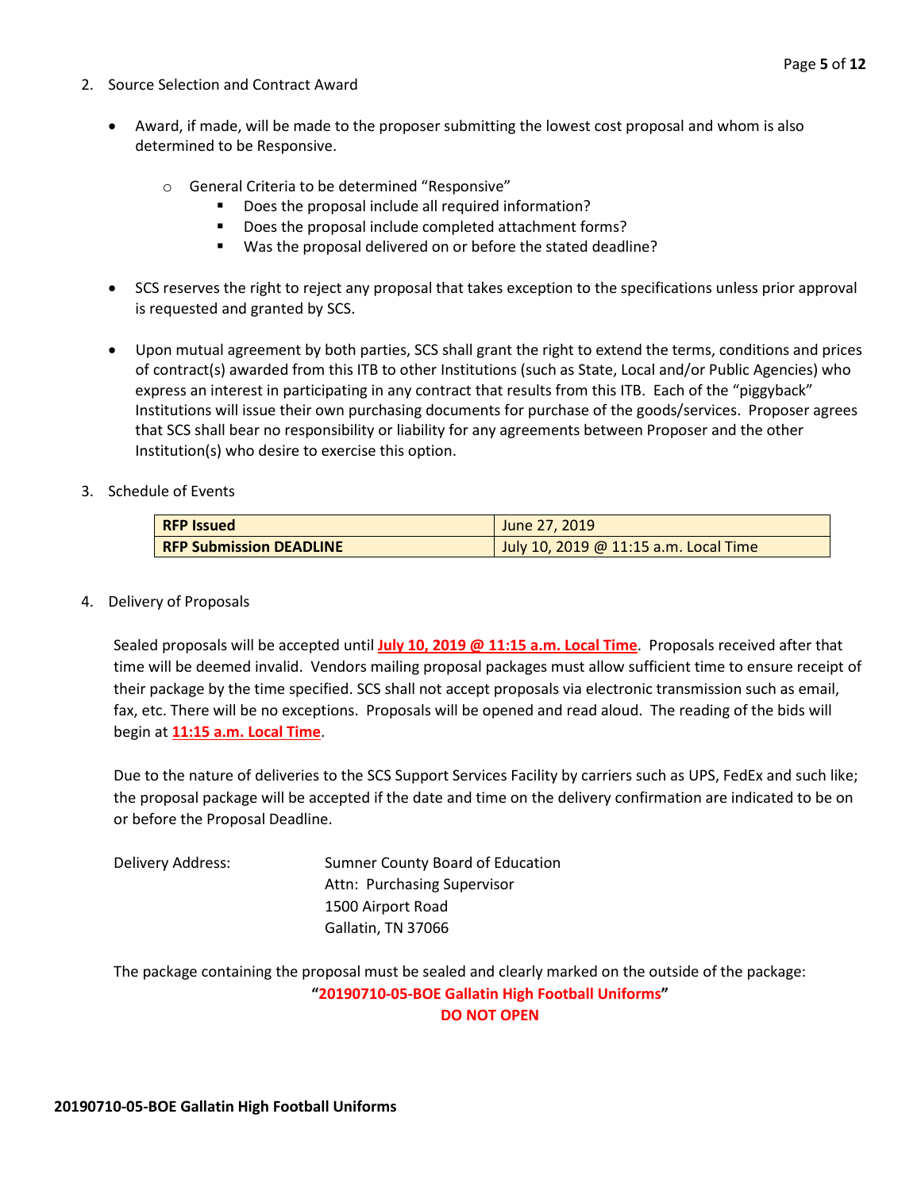2. Source Selection and Contract Award

- Award, if made, will be made to the proposer submitting the lowest cost proposal and whom is also determined to be Responsive.
    - General Criteria to be determined "Responsive"
        - Does the proposal include all required information?
        - Does the proposal include completed attachment forms?
        - Was the proposal delivered on or before the stated deadline?
- SCS reserves the right to reject any proposal that takes exception to the specifications unless prior approval is requested and granted by SCS.
- Upon mutual agreement by both parties, SCS shall grant the right to extend the terms, conditions and prices of contract(s) awarded from this ITB to other Institutions (such as State, Local and/or Public Agencies) who express an interest in participating in any contract that results from this ITB. Each of the "piggyback" Institutions will issue their own purchasing documents for purchase of the goods/services. Proposer agrees that SCS shall bear no responsibility or liability for any agreements between Proposer and the other Institution(s) who desire to exercise this option.

3. Schedule of Events

| **RFP Issued** | June 27, 2019 |
|---|---|
| **RFP Submission DEADLINE** | July 10, 2019 @ 11:15 a.m. Local Time |

4. Delivery of Proposals

Sealed proposals will be accepted until **July 10, 2019 @ 11:15 a.m. Local Time**. Proposals received after that time will be deemed invalid. Vendors mailing proposal packages must allow sufficient time to ensure receipt of their package by the time specified. SCS shall not accept proposals via electronic transmission such as email, fax, etc. There will be no exceptions. Proposals will be opened and read aloud. The reading of the bids will begin at **11:15 a.m. Local Time**.

Due to the nature of deliveries to the SCS Support Services Facility by carriers such as UPS, FedEx and such like; the proposal package will be accepted if the date and time on the delivery confirmation are indicated to be on or before the Proposal Deadline.

Delivery Address:

Sumner County Board of Education
Attn: Purchasing Supervisor
1500 Airport Road
Gallatin, TN 37066

The package containing the proposal must be sealed and clearly marked on the outside of the package:

**"20190710-05-BOE Gallatin High Football Uniforms"**

**DO NOT OPEN**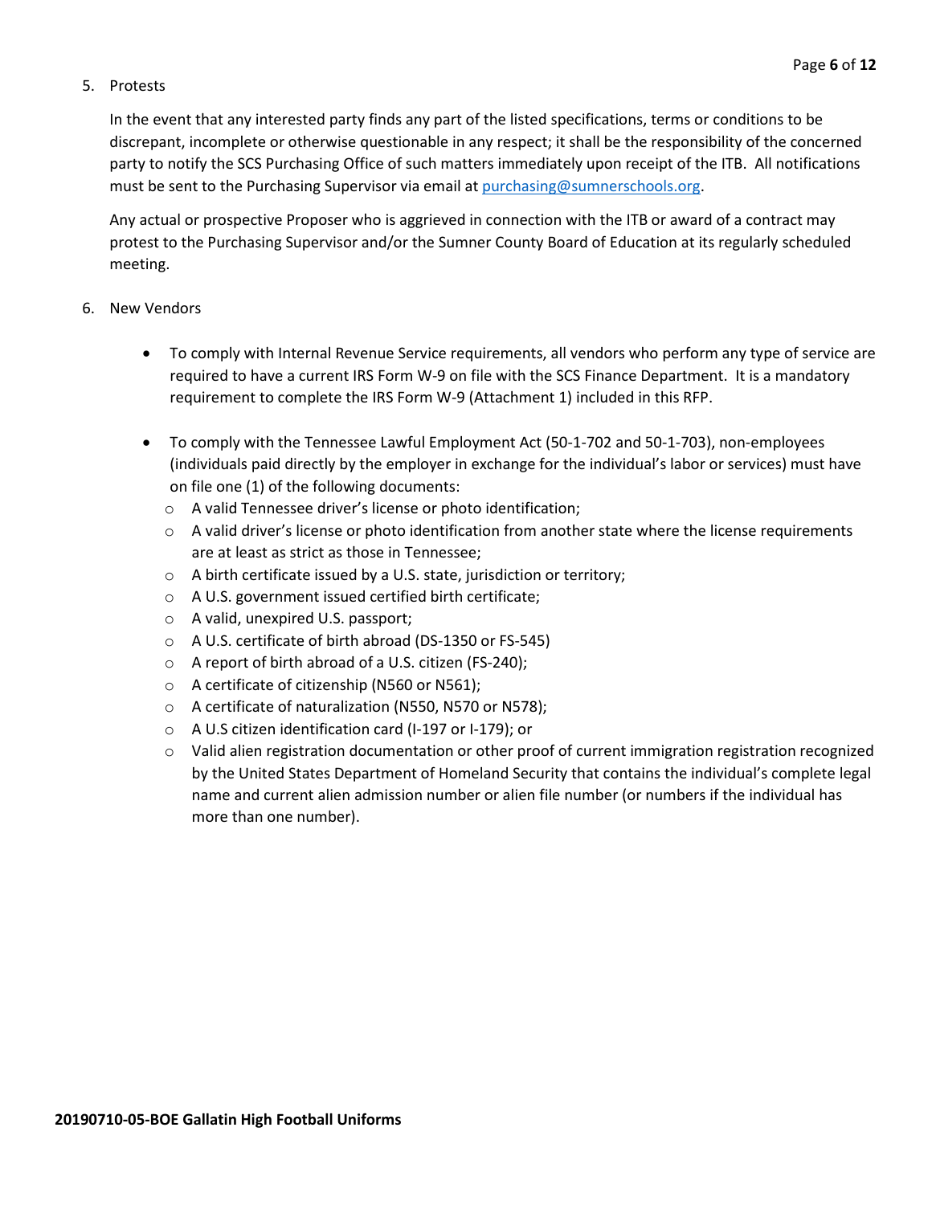5. Protests

   In the event that any interested party finds any part of the listed specifications, terms or conditions to be discrepant, incomplete or otherwise questionable in any respect; it shall be the responsibility of the concerned party to notify the SCS Purchasing Office of such matters immediately upon receipt of the ITB. All notifications must be sent to the Purchasing Supervisor via email at [purchasing@sumnerschools.org](mailto:purchasing@sumnerschools.org).

   Any actual or prospective Proposer who is aggrieved in connection with the ITB or award of a contract may protest to the Purchasing Supervisor and/or the Sumner County Board of Education at its regularly scheduled meeting.

6. New Vendors

   - To comply with Internal Revenue Service requirements, all vendors who perform any type of service are required to have a current IRS Form W-9 on file with the SCS Finance Department. It is a mandatory requirement to complete the IRS Form W-9 (Attachment 1) included in this RFP.

   - To comply with the Tennessee Lawful Employment Act (50-1-702 and 50-1-703), non-employees (individuals paid directly by the employer in exchange for the individual's labor or services) must have on file one (1) of the following documents:
     - A valid Tennessee driver's license or photo identification;
     - A valid driver's license or photo identification from another state where the license requirements are at least as strict as those in Tennessee;
     - A birth certificate issued by a U.S. state, jurisdiction or territory;
     - A U.S. government issued certified birth certificate;
     - A valid, unexpired U.S. passport;
     - A U.S. certificate of birth abroad (DS-1350 or FS-545)
     - A report of birth abroad of a U.S. citizen (FS-240);
     - A certificate of citizenship (N560 or N561);
     - A certificate of naturalization (N550, N570 or N578);
     - A U.S citizen identification card (I-197 or I-179); or
     - Valid alien registration documentation or other proof of current immigration registration recognized by the United States Department of Homeland Security that contains the individual's complete legal name and current alien admission number or alien file number (or numbers if the individual has more than one number).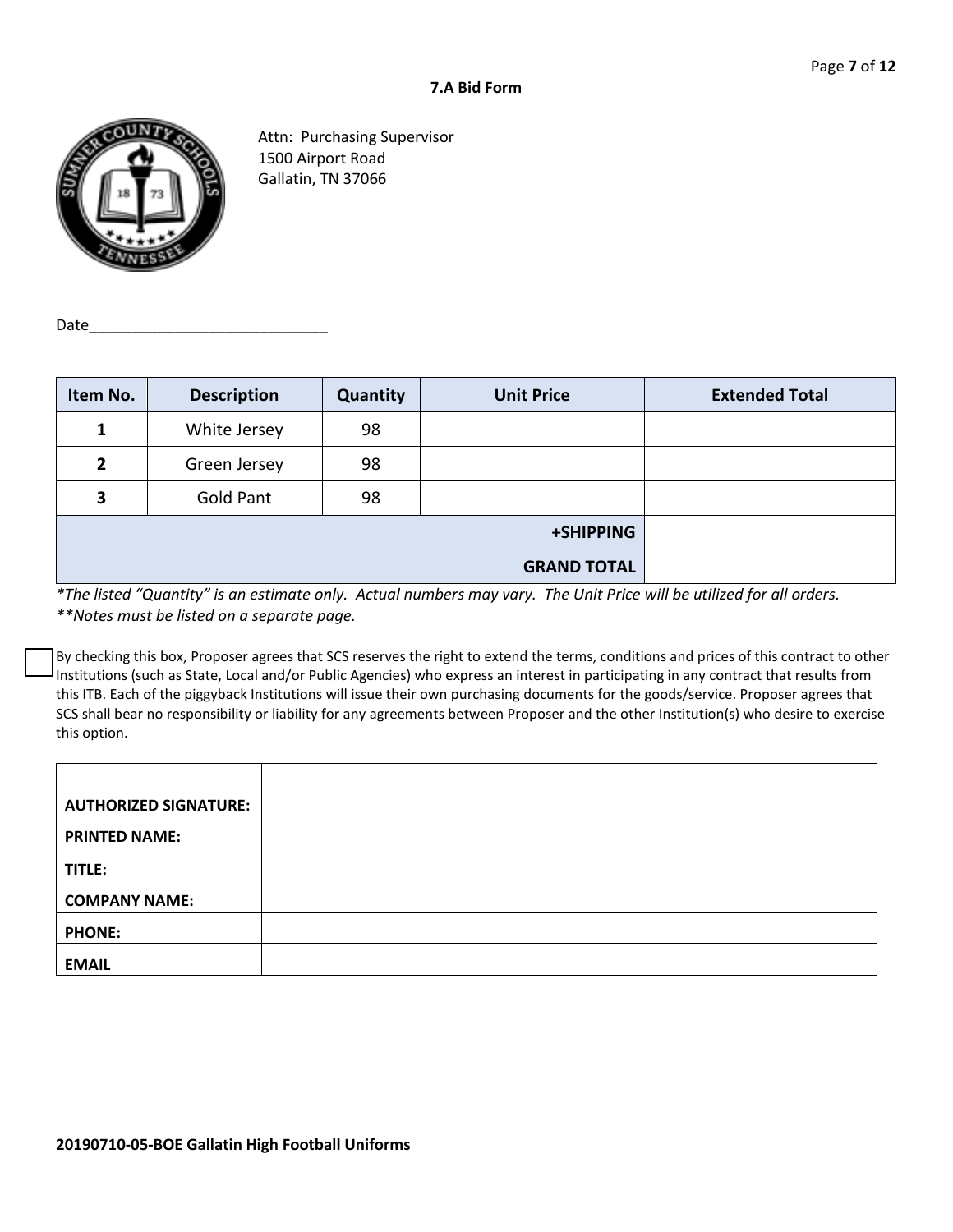## 7.A Bid Form

Attn: Purchasing Supervisor
1500 Airport Road
Gallatin, TN 37066

Date_____________________________

| Item No. | Description | Quantity | Unit Price | Extended Total |
|---|---|---|---|---|
| **1** | White Jersey | 98 | | |
| **2** | Green Jersey | 98 | | |
| **3** | Gold Pant | 98 | | |
| | | | **+SHIPPING** | |
| | | | **GRAND TOTAL** | |

*\*The listed "Quantity" is an estimate only. Actual numbers may vary. The Unit Price will be utilized for all orders.*
*\*\*Notes must be listed on a separate page.*

☐ By checking this box, Proposer agrees that SCS reserves the right to extend the terms, conditions and prices of this contract to other Institutions (such as State, Local and/or Public Agencies) who express an interest in participating in any contract that results from this ITB. Each of the piggyback Institutions will issue their own purchasing documents for the goods/service. Proposer agrees that SCS shall bear no responsibility or liability for any agreements between Proposer and the other Institution(s) who desire to exercise this option.

| | |
|---|---|
| **AUTHORIZED SIGNATURE:** | |
| **PRINTED NAME:** | |
| **TITLE:** | |
| **COMPANY NAME:** | |
| **PHONE:** | |
| **EMAIL** | |

**20190710-05-BOE Gallatin High Football Uniforms**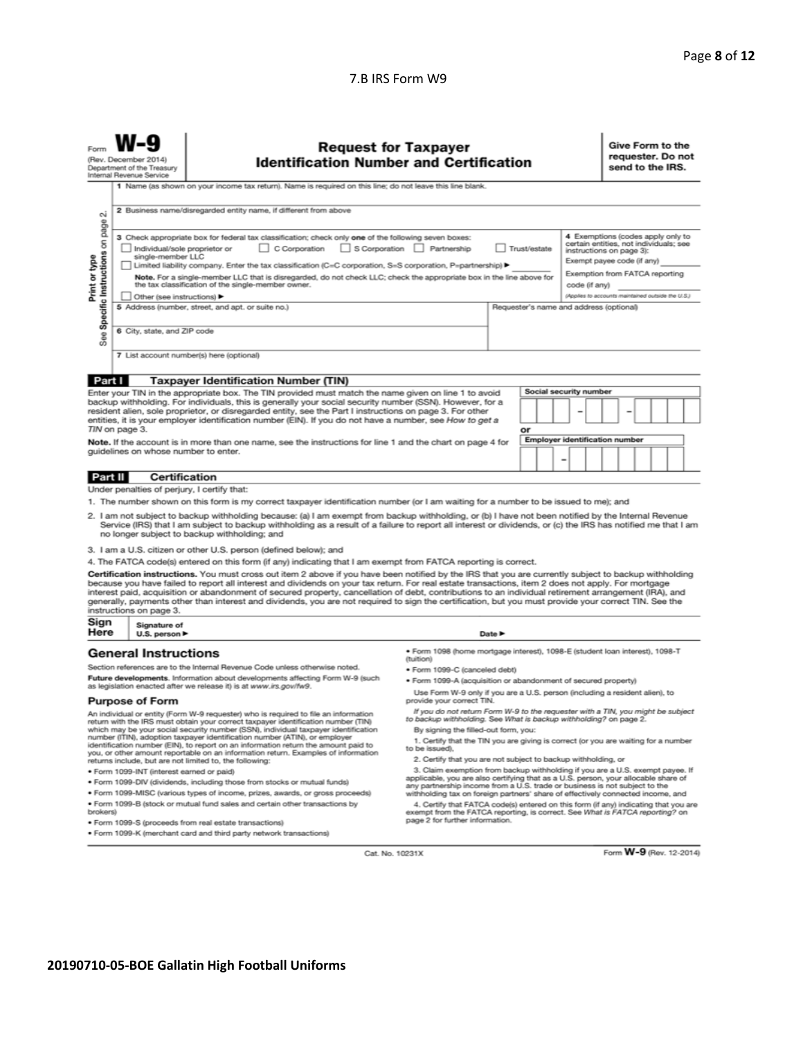7.B IRS Form W9

Form **W-9**
(Rev. December 2014)
Department of the Treasury
Internal Revenue Service

## Request for Taxpayer Identification Number and Certification

**Give Form to the requester. Do not send to the IRS.**

Print or type
See Specific Instructions on page 2.

1 Name (as shown on your income tax return). Name is required on this line; do not leave this line blank.

2 Business name/disregarded entity name, if different from above

3 Check appropriate box for federal tax classification; check only **one** of the following seven boxes:
☐ Individual/sole proprietor or single-member LLC ☐ C Corporation ☐ S Corporation ☐ Partnership ☐ Trust/estate
☐ Limited liability company. Enter the tax classification (C=C corporation, S=S corporation, P=partnership) ►
**Note.** For a single-member LLC that is disregarded, do not check LLC; check the appropriate box in the line above for the tax classification of the single-member owner.
☐ Other (see instructions) ►

4 Exemptions (codes apply only to certain entities, not individuals; see instructions on page 3):
Exempt payee code (if any)
Exemption from FATCA reporting code (if any)
*(Applies to accounts maintained outside the U.S.)*

5 Address (number, street, and apt. or suite no.)

Requester's name and address (optional)

6 City, state, and ZIP code

7 List account number(s) here (optional)

**Part I Taxpayer Identification Number (TIN)**

Enter your TIN in the appropriate box. The TIN provided must match the name given on line 1 to avoid backup withholding. For individuals, this is generally your social security number (SSN). However, for a resident alien, sole proprietor, or disregarded entity, see the Part I instructions on page 3. For other entities, it is your employer identification number (EIN). If you do not have a number, see *How to get a TIN* on page 3.

**Note.** If the account is in more than one name, see the instructions for line 1 and the chart on page 4 for guidelines on whose number to enter.

**Social security number**
[ ][ ][ ] – [ ][ ] – [ ][ ][ ][ ]

**or**

**Employer identification number**
[ ][ ] – [ ][ ][ ][ ][ ][ ][ ]

**Part II Certification**

Under penalties of perjury, I certify that:

1. The number shown on this form is my correct taxpayer identification number (or I am waiting for a number to be issued to me); and
2. I am not subject to backup withholding because: (a) I am exempt from backup withholding, or (b) I have not been notified by the Internal Revenue Service (IRS) that I am subject to backup withholding as a result of a failure to report all interest or dividends, or (c) the IRS has notified me that I am no longer subject to backup withholding; and
3. I am a U.S. citizen or other U.S. person (defined below); and
4. The FATCA code(s) entered on this form (if any) indicating that I am exempt from FATCA reporting is correct.

**Certification instructions.** You must cross out item 2 above if you have been notified by the IRS that you are currently subject to backup withholding because you have failed to report all interest and dividends on your tax return. For real estate transactions, item 2 does not apply. For mortgage interest paid, acquisition or abandonment of secured property, cancellation of debt, contributions to an individual retirement arrangement (IRA), and generally, payments other than interest and dividends, you are not required to sign the certification, but you must provide your correct TIN. See the instructions on page 3.

**Sign Here** Signature of U.S. person ► Date ►

## General Instructions

Section references are to the Internal Revenue Code unless otherwise noted.

**Future developments.** Information about developments affecting Form W-9 (such as legislation enacted after we release it) is at *www.irs.gov/fw9*.

### Purpose of Form

An individual or entity (Form W-9 requester) who is required to file an information return with the IRS must obtain your correct taxpayer identification number (TIN) which may be your social security number (SSN), individual taxpayer identification number (ITIN), adoption taxpayer identification number (ATIN), or employer identification number (EIN), to report on an information return the amount paid to you, or other amount reportable on an information return. Examples of information returns include, but are not limited to, the following:

- Form 1099-INT (interest earned or paid)
- Form 1099-DIV (dividends, including those from stocks or mutual funds)
- Form 1099-MISC (various types of income, prizes, awards, or gross proceeds)
- Form 1099-B (stock or mutual fund sales and certain other transactions by brokers)
- Form 1099-S (proceeds from real estate transactions)
- Form 1099-K (merchant card and third party network transactions)
- Form 1098 (home mortgage interest), 1098-E (student loan interest), 1098-T (tuition)
- Form 1099-C (canceled debt)
- Form 1099-A (acquisition or abandonment of secured property)

Use Form W-9 only if you are a U.S. person (including a resident alien), to provide your correct TIN.

*If you do not return Form W-9 to the requester with a TIN, you might be subject to backup withholding. See What is backup withholding? on page 2.*

By signing the filled-out form, you:

1. Certify that the TIN you are giving is correct (or you are waiting for a number to be issued),
2. Certify that you are not subject to backup withholding, or
3. Claim exemption from backup withholding if you are a U.S. exempt payee. If applicable, you are also certifying that as a U.S. person, your allocable share of any partnership income from a U.S. trade or business is not subject to the withholding tax on foreign partners' share of effectively connected income, and
4. Certify that FATCA code(s) entered on this form (if any) indicating that you are exempt from the FATCA reporting, is correct. See *What is FATCA reporting?* on page 2 for further information.

Cat. No. 10231X Form **W-9** (Rev. 12-2014)

**20190710-05-BOE Gallatin High Football Uniforms**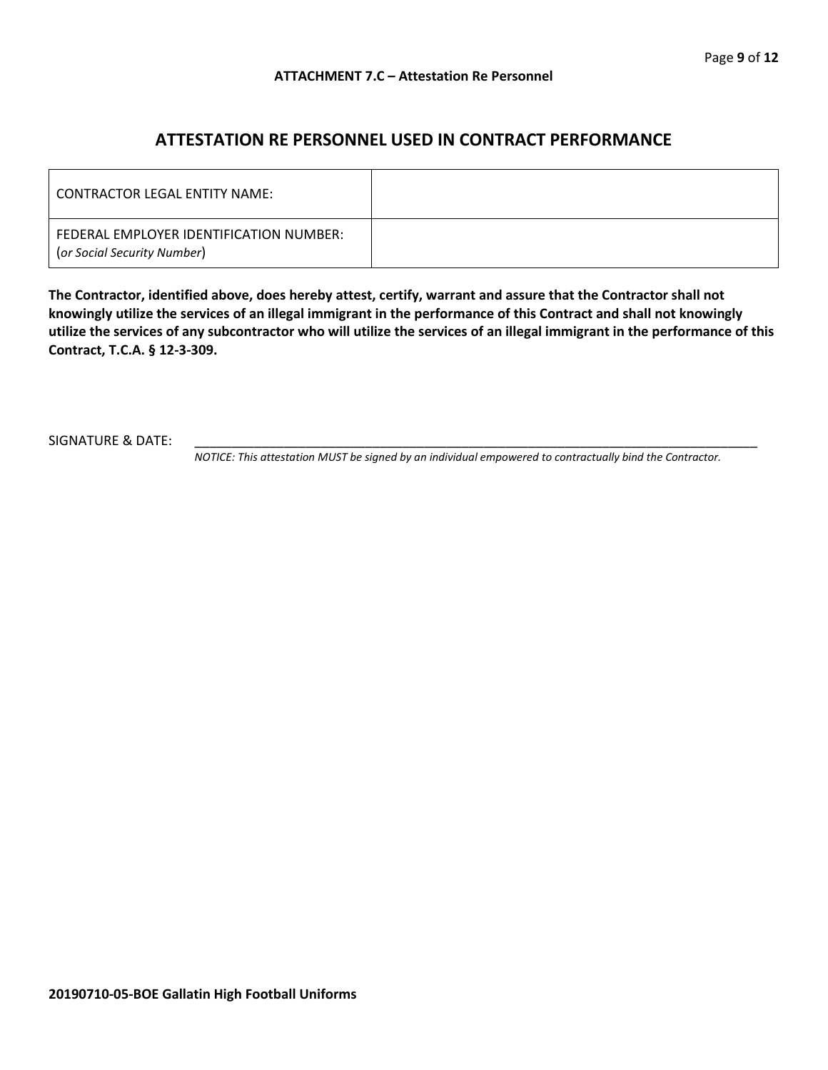**ATTACHMENT 7.C – Attestation Re Personnel**

# ATTESTATION RE PERSONNEL USED IN CONTRACT PERFORMANCE

| CONTRACTOR LEGAL ENTITY NAME: | |
|---|---|
| FEDERAL EMPLOYER IDENTIFICATION NUMBER: (*or Social Security Number*) | |

**The Contractor, identified above, does hereby attest, certify, warrant and assure that the Contractor shall not knowingly utilize the services of an illegal immigrant in the performance of this Contract and shall not knowingly utilize the services of any subcontractor who will utilize the services of an illegal immigrant in the performance of this Contract, T.C.A. § 12-3-309.**

SIGNATURE & DATE: ______________________________________________________________________________

*NOTICE: This attestation MUST be signed by an individual empowered to contractually bind the Contractor.*

**20190710-05-BOE Gallatin High Football Uniforms**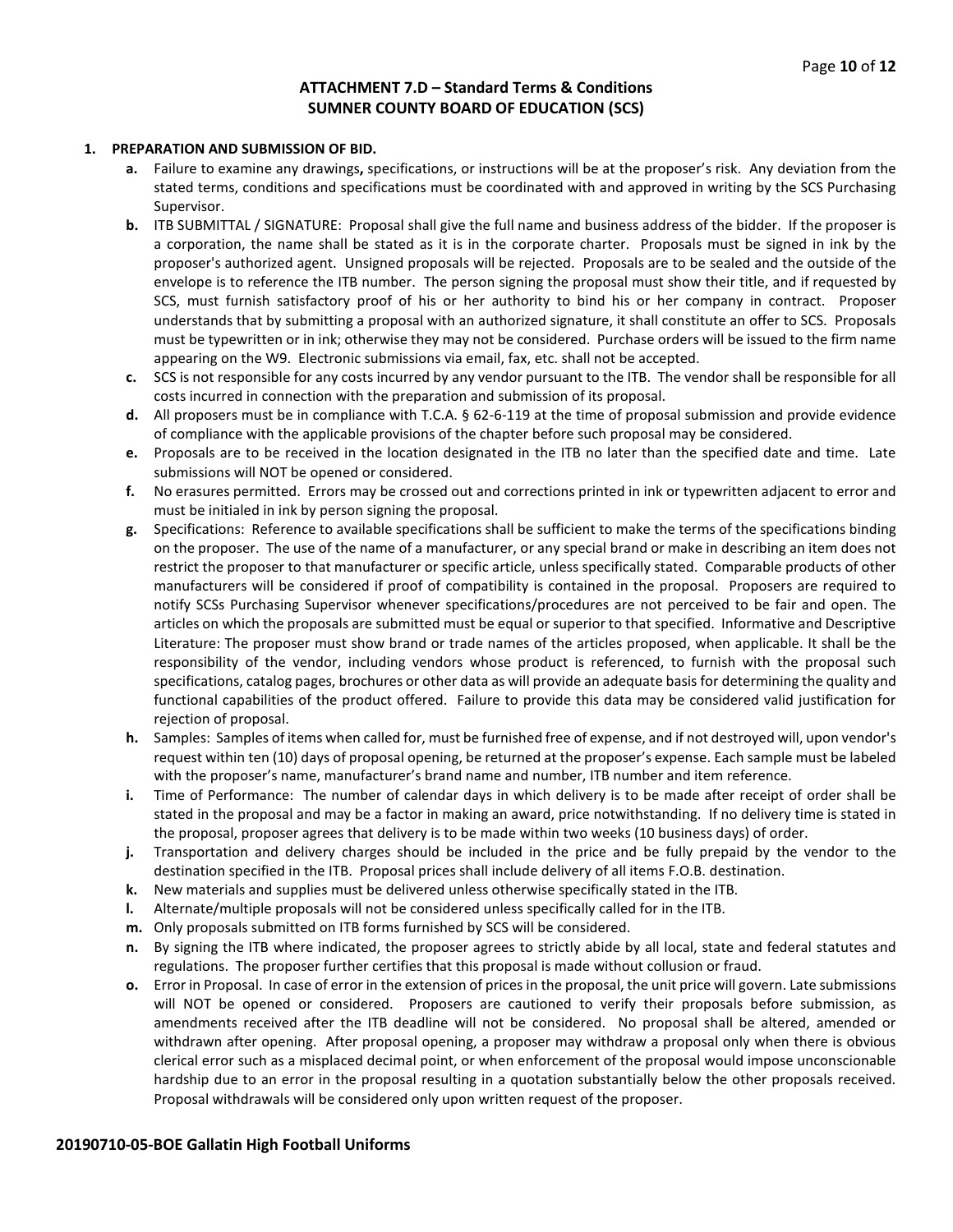## ATTACHMENT 7.D – Standard Terms & Conditions
## SUMNER COUNTY BOARD OF EDUCATION (SCS)

**1. PREPARATION AND SUBMISSION OF BID.**

- **a.** Failure to examine any drawings**,** specifications, or instructions will be at the proposer's risk. Any deviation from the stated terms, conditions and specifications must be coordinated with and approved in writing by the SCS Purchasing Supervisor.
- **b.** ITB SUBMITTAL / SIGNATURE: Proposal shall give the full name and business address of the bidder. If the proposer is a corporation, the name shall be stated as it is in the corporate charter. Proposals must be signed in ink by the proposer's authorized agent. Unsigned proposals will be rejected. Proposals are to be sealed and the outside of the envelope is to reference the ITB number. The person signing the proposal must show their title, and if requested by SCS, must furnish satisfactory proof of his or her authority to bind his or her company in contract. Proposer understands that by submitting a proposal with an authorized signature, it shall constitute an offer to SCS. Proposals must be typewritten or in ink; otherwise they may not be considered. Purchase orders will be issued to the firm name appearing on the W9. Electronic submissions via email, fax, etc. shall not be accepted.
- **c.** SCS is not responsible for any costs incurred by any vendor pursuant to the ITB. The vendor shall be responsible for all costs incurred in connection with the preparation and submission of its proposal.
- **d.** All proposers must be in compliance with T.C.A. § 62-6-119 at the time of proposal submission and provide evidence of compliance with the applicable provisions of the chapter before such proposal may be considered.
- **e.** Proposals are to be received in the location designated in the ITB no later than the specified date and time. Late submissions will NOT be opened or considered.
- **f.** No erasures permitted. Errors may be crossed out and corrections printed in ink or typewritten adjacent to error and must be initialed in ink by person signing the proposal.
- **g.** Specifications: Reference to available specifications shall be sufficient to make the terms of the specifications binding on the proposer. The use of the name of a manufacturer, or any special brand or make in describing an item does not restrict the proposer to that manufacturer or specific article, unless specifically stated. Comparable products of other manufacturers will be considered if proof of compatibility is contained in the proposal. Proposers are required to notify SCSs Purchasing Supervisor whenever specifications/procedures are not perceived to be fair and open. The articles on which the proposals are submitted must be equal or superior to that specified. Informative and Descriptive Literature: The proposer must show brand or trade names of the articles proposed, when applicable. It shall be the responsibility of the vendor, including vendors whose product is referenced, to furnish with the proposal such specifications, catalog pages, brochures or other data as will provide an adequate basis for determining the quality and functional capabilities of the product offered. Failure to provide this data may be considered valid justification for rejection of proposal.
- **h.** Samples: Samples of items when called for, must be furnished free of expense, and if not destroyed will, upon vendor's request within ten (10) days of proposal opening, be returned at the proposer's expense. Each sample must be labeled with the proposer's name, manufacturer's brand name and number, ITB number and item reference.
- **i.** Time of Performance: The number of calendar days in which delivery is to be made after receipt of order shall be stated in the proposal and may be a factor in making an award, price notwithstanding. If no delivery time is stated in the proposal, proposer agrees that delivery is to be made within two weeks (10 business days) of order.
- **j.** Transportation and delivery charges should be included in the price and be fully prepaid by the vendor to the destination specified in the ITB. Proposal prices shall include delivery of all items F.O.B. destination.
- **k.** New materials and supplies must be delivered unless otherwise specifically stated in the ITB.
- **l.** Alternate/multiple proposals will not be considered unless specifically called for in the ITB.
- **m.** Only proposals submitted on ITB forms furnished by SCS will be considered.
- **n.** By signing the ITB where indicated, the proposer agrees to strictly abide by all local, state and federal statutes and regulations. The proposer further certifies that this proposal is made without collusion or fraud.
- **o.** Error in Proposal. In case of error in the extension of prices in the proposal, the unit price will govern. Late submissions will NOT be opened or considered. Proposers are cautioned to verify their proposals before submission, as amendments received after the ITB deadline will not be considered. No proposal shall be altered, amended or withdrawn after opening. After proposal opening, a proposer may withdraw a proposal only when there is obvious clerical error such as a misplaced decimal point, or when enforcement of the proposal would impose unconscionable hardship due to an error in the proposal resulting in a quotation substantially below the other proposals received. Proposal withdrawals will be considered only upon written request of the proposer.

**20190710-05-BOE Gallatin High Football Uniforms**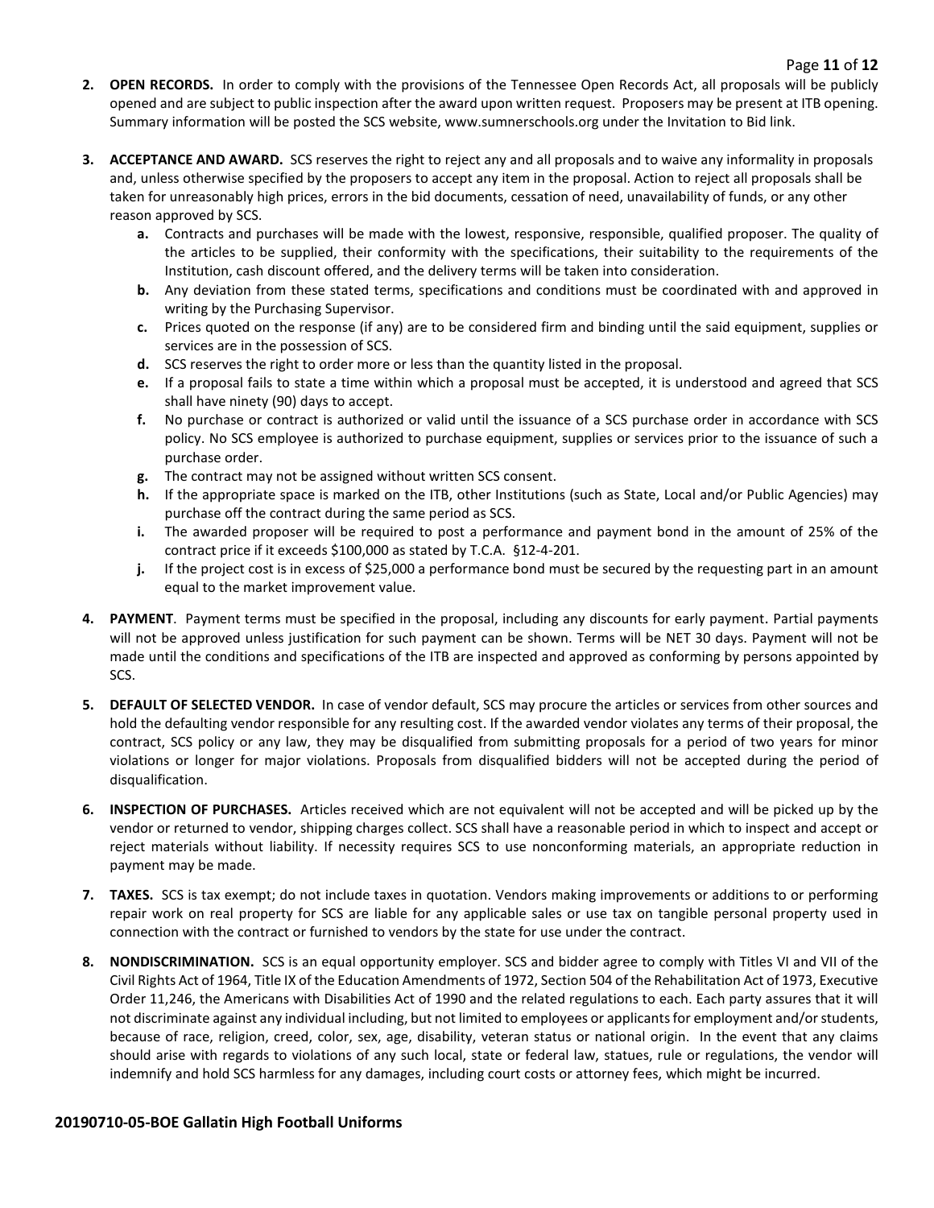2. **OPEN RECORDS.** In order to comply with the provisions of the Tennessee Open Records Act, all proposals will be publicly opened and are subject to public inspection after the award upon written request. Proposers may be present at ITB opening. Summary information will be posted the SCS website, www.sumnerschools.org under the Invitation to Bid link.

3. **ACCEPTANCE AND AWARD.** SCS reserves the right to reject any and all proposals and to waive any informality in proposals and, unless otherwise specified by the proposers to accept any item in the proposal. Action to reject all proposals shall be taken for unreasonably high prices, errors in the bid documents, cessation of need, unavailability of funds, or any other reason approved by SCS.
   - **a.** Contracts and purchases will be made with the lowest, responsive, responsible, qualified proposer. The quality of the articles to be supplied, their conformity with the specifications, their suitability to the requirements of the Institution, cash discount offered, and the delivery terms will be taken into consideration.
   - **b.** Any deviation from these stated terms, specifications and conditions must be coordinated with and approved in writing by the Purchasing Supervisor.
   - **c.** Prices quoted on the response (if any) are to be considered firm and binding until the said equipment, supplies or services are in the possession of SCS.
   - **d.** SCS reserves the right to order more or less than the quantity listed in the proposal.
   - **e.** If a proposal fails to state a time within which a proposal must be accepted, it is understood and agreed that SCS shall have ninety (90) days to accept.
   - **f.** No purchase or contract is authorized or valid until the issuance of a SCS purchase order in accordance with SCS policy. No SCS employee is authorized to purchase equipment, supplies or services prior to the issuance of such a purchase order.
   - **g.** The contract may not be assigned without written SCS consent.
   - **h.** If the appropriate space is marked on the ITB, other Institutions (such as State, Local and/or Public Agencies) may purchase off the contract during the same period as SCS.
   - **i.** The awarded proposer will be required to post a performance and payment bond in the amount of 25% of the contract price if it exceeds $100,000 as stated by T.C.A. §12-4-201.
   - **j.** If the project cost is in excess of $25,000 a performance bond must be secured by the requesting part in an amount equal to the market improvement value.

4. **PAYMENT**. Payment terms must be specified in the proposal, including any discounts for early payment. Partial payments will not be approved unless justification for such payment can be shown. Terms will be NET 30 days. Payment will not be made until the conditions and specifications of the ITB are inspected and approved as conforming by persons appointed by SCS.

5. **DEFAULT OF SELECTED VENDOR.** In case of vendor default, SCS may procure the articles or services from other sources and hold the defaulting vendor responsible for any resulting cost. If the awarded vendor violates any terms of their proposal, the contract, SCS policy or any law, they may be disqualified from submitting proposals for a period of two years for minor violations or longer for major violations. Proposals from disqualified bidders will not be accepted during the period of disqualification.

6. **INSPECTION OF PURCHASES.** Articles received which are not equivalent will not be accepted and will be picked up by the vendor or returned to vendor, shipping charges collect. SCS shall have a reasonable period in which to inspect and accept or reject materials without liability. If necessity requires SCS to use nonconforming materials, an appropriate reduction in payment may be made.

7. **TAXES.** SCS is tax exempt; do not include taxes in quotation. Vendors making improvements or additions to or performing repair work on real property for SCS are liable for any applicable sales or use tax on tangible personal property used in connection with the contract or furnished to vendors by the state for use under the contract.

8. **NONDISCRIMINATION.** SCS is an equal opportunity employer. SCS and bidder agree to comply with Titles VI and VII of the Civil Rights Act of 1964, Title IX of the Education Amendments of 1972, Section 504 of the Rehabilitation Act of 1973, Executive Order 11,246, the Americans with Disabilities Act of 1990 and the related regulations to each. Each party assures that it will not discriminate against any individual including, but not limited to employees or applicants for employment and/or students, because of race, religion, creed, color, sex, age, disability, veteran status or national origin. In the event that any claims should arise with regards to violations of any such local, state or federal law, statues, rule or regulations, the vendor will indemnify and hold SCS harmless for any damages, including court costs or attorney fees, which might be incurred.

**20190710-05-BOE Gallatin High Football Uniforms**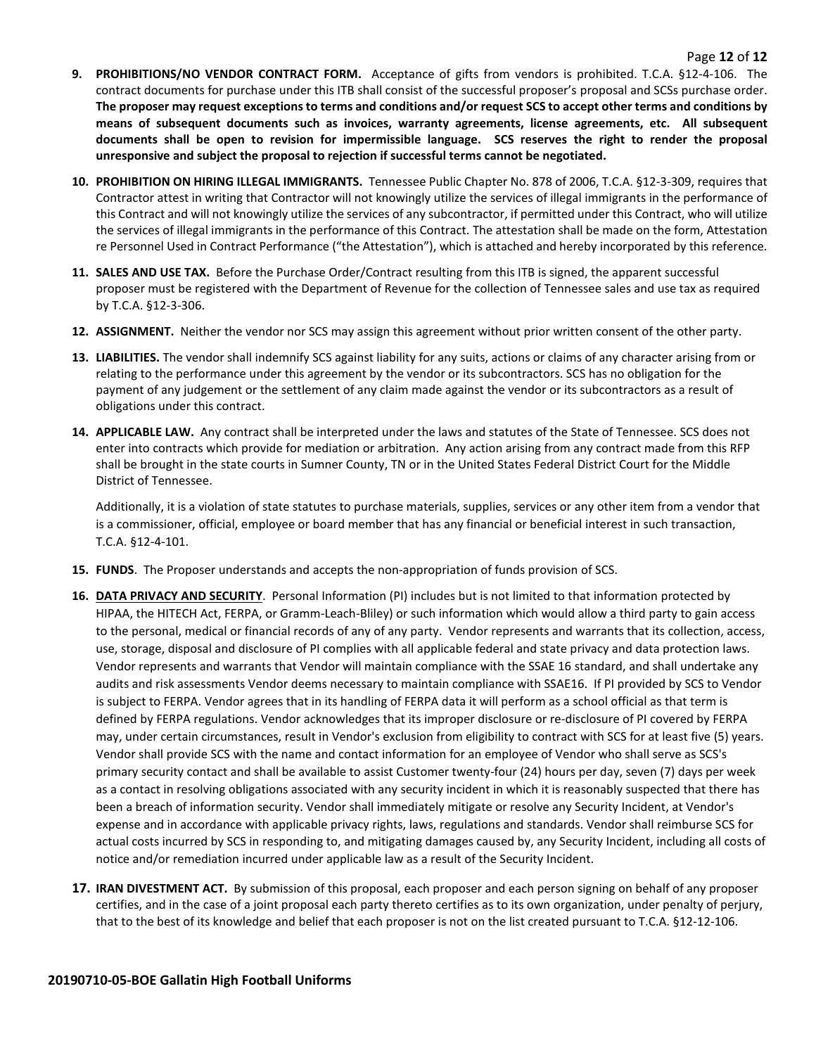9. **PROHIBITIONS/NO VENDOR CONTRACT FORM.** Acceptance of gifts from vendors is prohibited. T.C.A. §12-4-106. The contract documents for purchase under this ITB shall consist of the successful proposer's proposal and SCSs purchase order. **The proposer may request exceptions to terms and conditions and/or request SCS to accept other terms and conditions by means of subsequent documents such as invoices, warranty agreements, license agreements, etc. All subsequent documents shall be open to revision for impermissible language. SCS reserves the right to render the proposal unresponsive and subject the proposal to rejection if successful terms cannot be negotiated.**

10. **PROHIBITION ON HIRING ILLEGAL IMMIGRANTS.** Tennessee Public Chapter No. 878 of 2006, T.C.A. §12-3-309, requires that Contractor attest in writing that Contractor will not knowingly utilize the services of illegal immigrants in the performance of this Contract and will not knowingly utilize the services of any subcontractor, if permitted under this Contract, who will utilize the services of illegal immigrants in the performance of this Contract. The attestation shall be made on the form, Attestation re Personnel Used in Contract Performance ("the Attestation"), which is attached and hereby incorporated by this reference.

11. **SALES AND USE TAX.** Before the Purchase Order/Contract resulting from this ITB is signed, the apparent successful proposer must be registered with the Department of Revenue for the collection of Tennessee sales and use tax as required by T.C.A. §12-3-306.

12. **ASSIGNMENT.** Neither the vendor nor SCS may assign this agreement without prior written consent of the other party.

13. **LIABILITIES.** The vendor shall indemnify SCS against liability for any suits, actions or claims of any character arising from or relating to the performance under this agreement by the vendor or its subcontractors. SCS has no obligation for the payment of any judgement or the settlement of any claim made against the vendor or its subcontractors as a result of obligations under this contract.

14. **APPLICABLE LAW.** Any contract shall be interpreted under the laws and statutes of the State of Tennessee. SCS does not enter into contracts which provide for mediation or arbitration. Any action arising from any contract made from this RFP shall be brought in the state courts in Sumner County, TN or in the United States Federal District Court for the Middle District of Tennessee.

    Additionally, it is a violation of state statutes to purchase materials, supplies, services or any other item from a vendor that is a commissioner, official, employee or board member that has any financial or beneficial interest in such transaction, T.C.A. §12-4-101.

15. **FUNDS**. The Proposer understands and accepts the non-appropriation of funds provision of SCS.

16. **DATA PRIVACY AND SECURITY**. Personal Information (PI) includes but is not limited to that information protected by HIPAA, the HITECH Act, FERPA, or Gramm-Leach-Bliley) or such information which would allow a third party to gain access to the personal, medical or financial records of any of any party. Vendor represents and warrants that its collection, access, use, storage, disposal and disclosure of PI complies with all applicable federal and state privacy and data protection laws. Vendor represents and warrants that Vendor will maintain compliance with the SSAE 16 standard, and shall undertake any audits and risk assessments Vendor deems necessary to maintain compliance with SSAE16. If PI provided by SCS to Vendor is subject to FERPA. Vendor agrees that in its handling of FERPA data it will perform as a school official as that term is defined by FERPA regulations. Vendor acknowledges that its improper disclosure or re-disclosure of PI covered by FERPA may, under certain circumstances, result in Vendor's exclusion from eligibility to contract with SCS for at least five (5) years. Vendor shall provide SCS with the name and contact information for an employee of Vendor who shall serve as SCS's primary security contact and shall be available to assist Customer twenty-four (24) hours per day, seven (7) days per week as a contact in resolving obligations associated with any security incident in which it is reasonably suspected that there has been a breach of information security. Vendor shall immediately mitigate or resolve any Security Incident, at Vendor's expense and in accordance with applicable privacy rights, laws, regulations and standards. Vendor shall reimburse SCS for actual costs incurred by SCS in responding to, and mitigating damages caused by, any Security Incident, including all costs of notice and/or remediation incurred under applicable law as a result of the Security Incident.

17. **IRAN DIVESTMENT ACT.** By submission of this proposal, each proposer and each person signing on behalf of any proposer certifies, and in the case of a joint proposal each party thereto certifies as to its own organization, under penalty of perjury, that to the best of its knowledge and belief that each proposer is not on the list created pursuant to T.C.A. §12-12-106.